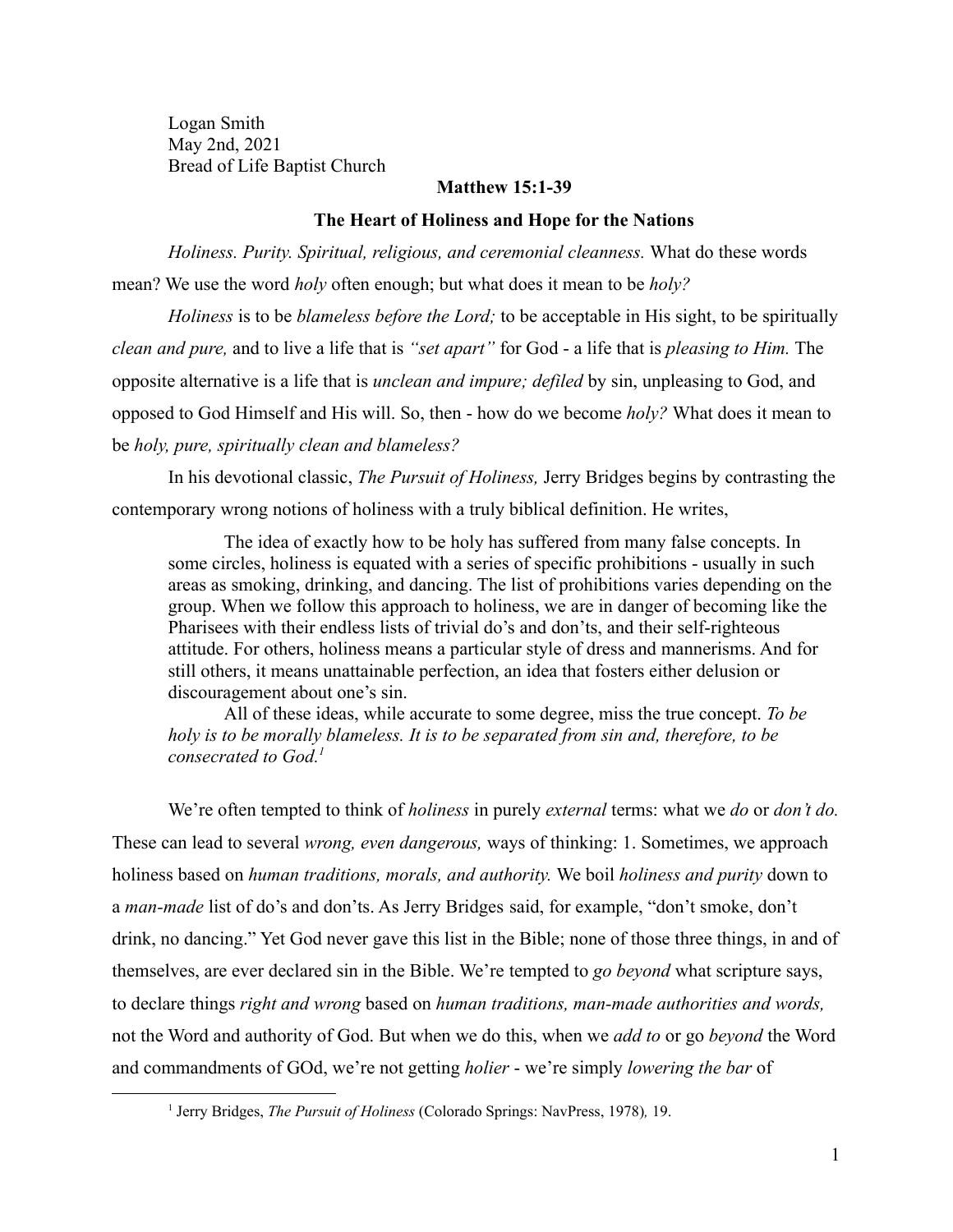Logan Smith
May 2nd, 2021
Bread of Life Baptist Church

**Matthew 15:1-39**

**The Heart of Holiness and Hope for the Nations**

*Holiness. Purity. Spiritual, religious, and ceremonial cleanness.* What do these words mean? We use the word *holy* often enough; but what does it mean to be *holy?*

*Holiness* is to be *blameless before the Lord;* to be acceptable in His sight, to be spiritually *clean and pure,* and to live a life that is *"set apart"* for God - a life that is *pleasing to Him.* The opposite alternative is a life that is *unclean and impure; defiled* by sin, unpleasing to God, and opposed to God Himself and His will. So, then - how do we become *holy?* What does it mean to be *holy, pure, spiritually clean and blameless?*

In his devotional classic, *The Pursuit of Holiness,* Jerry Bridges begins by contrasting the contemporary wrong notions of holiness with a truly biblical definition. He writes,

> The idea of exactly how to be holy has suffered from many false concepts. In some circles, holiness is equated with a series of specific prohibitions - usually in such areas as smoking, drinking, and dancing. The list of prohibitions varies depending on the group. When we follow this approach to holiness, we are in danger of becoming like the Pharisees with their endless lists of trivial do's and don'ts, and their self-righteous attitude. For others, holiness means a particular style of dress and mannerisms. And for still others, it means unattainable perfection, an idea that fosters either delusion or discouragement about one's sin.
>
> All of these ideas, while accurate to some degree, miss the true concept. *To be holy is to be morally blameless. It is to be separated from sin and, therefore, to be consecrated to God.*[1]

We're often tempted to think of *holiness* in purely *external* terms: what we *do* or *don't do.* These can lead to several *wrong, even dangerous,* ways of thinking: 1. Sometimes, we approach holiness based on *human traditions, morals, and authority.* We boil *holiness and purity* down to a *man-made* list of do's and don'ts. As Jerry Bridges said, for example, "don't smoke, don't drink, no dancing." Yet God never gave this list in the Bible; none of those three things, in and of themselves, are ever declared sin in the Bible. We're tempted to *go beyond* what scripture says, to declare things *right and wrong* based on *human traditions, man-made authorities and words,* not the Word and authority of God. But when we do this, when we *add to* or go *beyond* the Word and commandments of GOd, we're not getting *holier* - we're simply *lowering the bar* of

---

[1] Jerry Bridges, *The Pursuit of Holiness* (Colorado Springs: NavPress, 1978)*,* 19.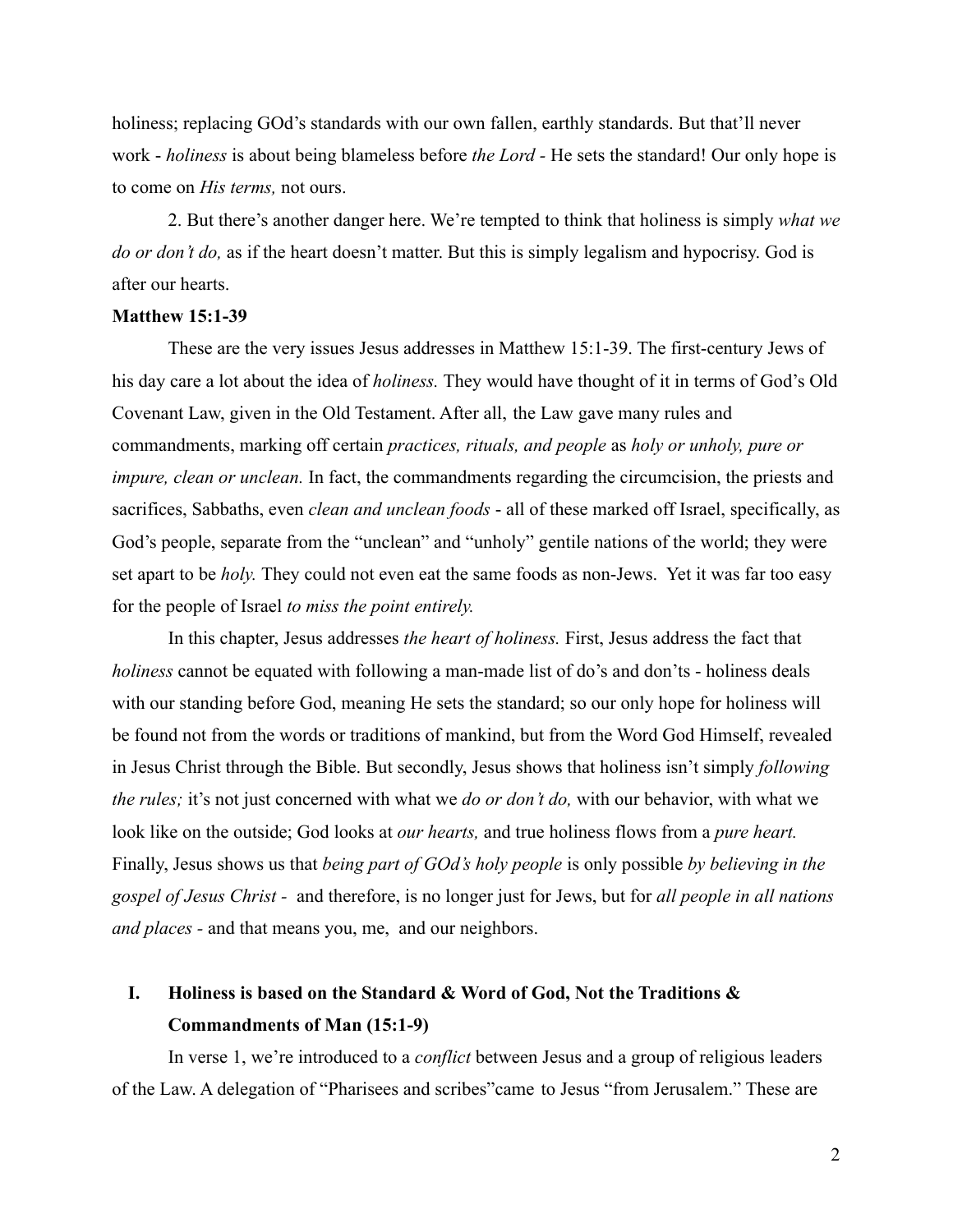holiness; replacing GOd's standards with our own fallen, earthly standards. But that'll never work - *holiness* is about being blameless before *the Lord* - He sets the standard! Our only hope is to come on *His terms,* not ours.

2. But there's another danger here. We're tempted to think that holiness is simply *what we do or don't do,* as if the heart doesn't matter. But this is simply legalism and hypocrisy. God is after our hearts.

**Matthew 15:1-39**

These are the very issues Jesus addresses in Matthew 15:1-39. The first-century Jews of his day care a lot about the idea of *holiness.* They would have thought of it in terms of God's Old Covenant Law, given in the Old Testament. After all, the Law gave many rules and commandments, marking off certain *practices, rituals, and people* as *holy or unholy, pure or impure, clean or unclean.* In fact, the commandments regarding the circumcision, the priests and sacrifices, Sabbaths, even *clean and unclean foods* - all of these marked off Israel, specifically, as God's people, separate from the "unclean" and "unholy" gentile nations of the world; they were set apart to be *holy.* They could not even eat the same foods as non-Jews. Yet it was far too easy for the people of Israel *to miss the point entirely.*

In this chapter, Jesus addresses *the heart of holiness.* First, Jesus address the fact that *holiness* cannot be equated with following a man-made list of do's and don'ts - holiness deals with our standing before God, meaning He sets the standard; so our only hope for holiness will be found not from the words or traditions of mankind, but from the Word God Himself, revealed in Jesus Christ through the Bible. But secondly, Jesus shows that holiness isn't simply *following the rules;* it's not just concerned with what we *do or don't do,* with our behavior, with what we look like on the outside; God looks at *our hearts,* and true holiness flows from a *pure heart.* Finally, Jesus shows us that *being part of GOd's holy people* is only possible *by believing in the gospel of Jesus Christ -* and therefore, is no longer just for Jews, but for *all people in all nations and places -* and that means you, me, and our neighbors.

## I. Holiness is based on the Standard & Word of God, Not the Traditions & Commandments of Man (15:1-9)

In verse 1, we're introduced to a *conflict* between Jesus and a group of religious leaders of the Law. A delegation of "Pharisees and scribes"came to Jesus "from Jerusalem." These are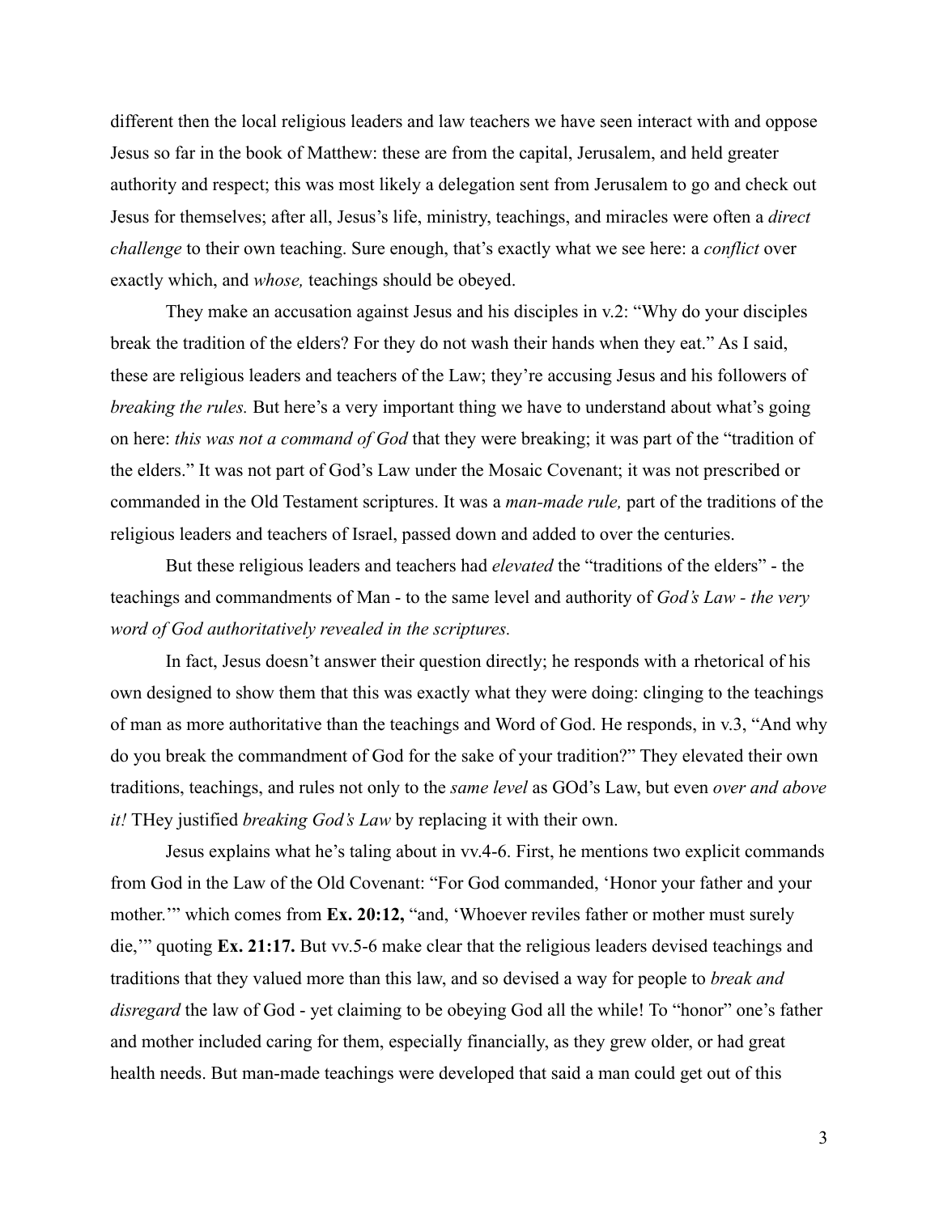different then the local religious leaders and law teachers we have seen interact with and oppose Jesus so far in the book of Matthew: these are from the capital, Jerusalem, and held greater authority and respect; this was most likely a delegation sent from Jerusalem to go and check out Jesus for themselves; after all, Jesus's life, ministry, teachings, and miracles were often a *direct challenge* to their own teaching. Sure enough, that's exactly what we see here: a *conflict* over exactly which, and *whose,* teachings should be obeyed.

They make an accusation against Jesus and his disciples in v.2: "Why do your disciples break the tradition of the elders? For they do not wash their hands when they eat." As I said, these are religious leaders and teachers of the Law; they're accusing Jesus and his followers of *breaking the rules.* But here's a very important thing we have to understand about what's going on here: *this was not a command of God* that they were breaking; it was part of the "tradition of the elders." It was not part of God's Law under the Mosaic Covenant; it was not prescribed or commanded in the Old Testament scriptures. It was a *man-made rule,* part of the traditions of the religious leaders and teachers of Israel, passed down and added to over the centuries.

But these religious leaders and teachers had *elevated* the "traditions of the elders" - the teachings and commandments of Man - to the same level and authority of *God's Law - the very word of God authoritatively revealed in the scriptures.*

In fact, Jesus doesn't answer their question directly; he responds with a rhetorical of his own designed to show them that this was exactly what they were doing: clinging to the teachings of man as more authoritative than the teachings and Word of God. He responds, in v.3, "And why do you break the commandment of God for the sake of your tradition?" They elevated their own traditions, teachings, and rules not only to the *same level* as GOd's Law, but even *over and above it!* THey justified *breaking God's Law* by replacing it with their own.

Jesus explains what he's taling about in vv.4-6. First, he mentions two explicit commands from God in the Law of the Old Covenant: "For God commanded, 'Honor your father and your mother.'" which comes from **Ex. 20:12,** "and, 'Whoever reviles father or mother must surely die,'" quoting **Ex. 21:17.** But vv.5-6 make clear that the religious leaders devised teachings and traditions that they valued more than this law, and so devised a way for people to *break and disregard* the law of God - yet claiming to be obeying God all the while! To "honor" one's father and mother included caring for them, especially financially, as they grew older, or had great health needs. But man-made teachings were developed that said a man could get out of this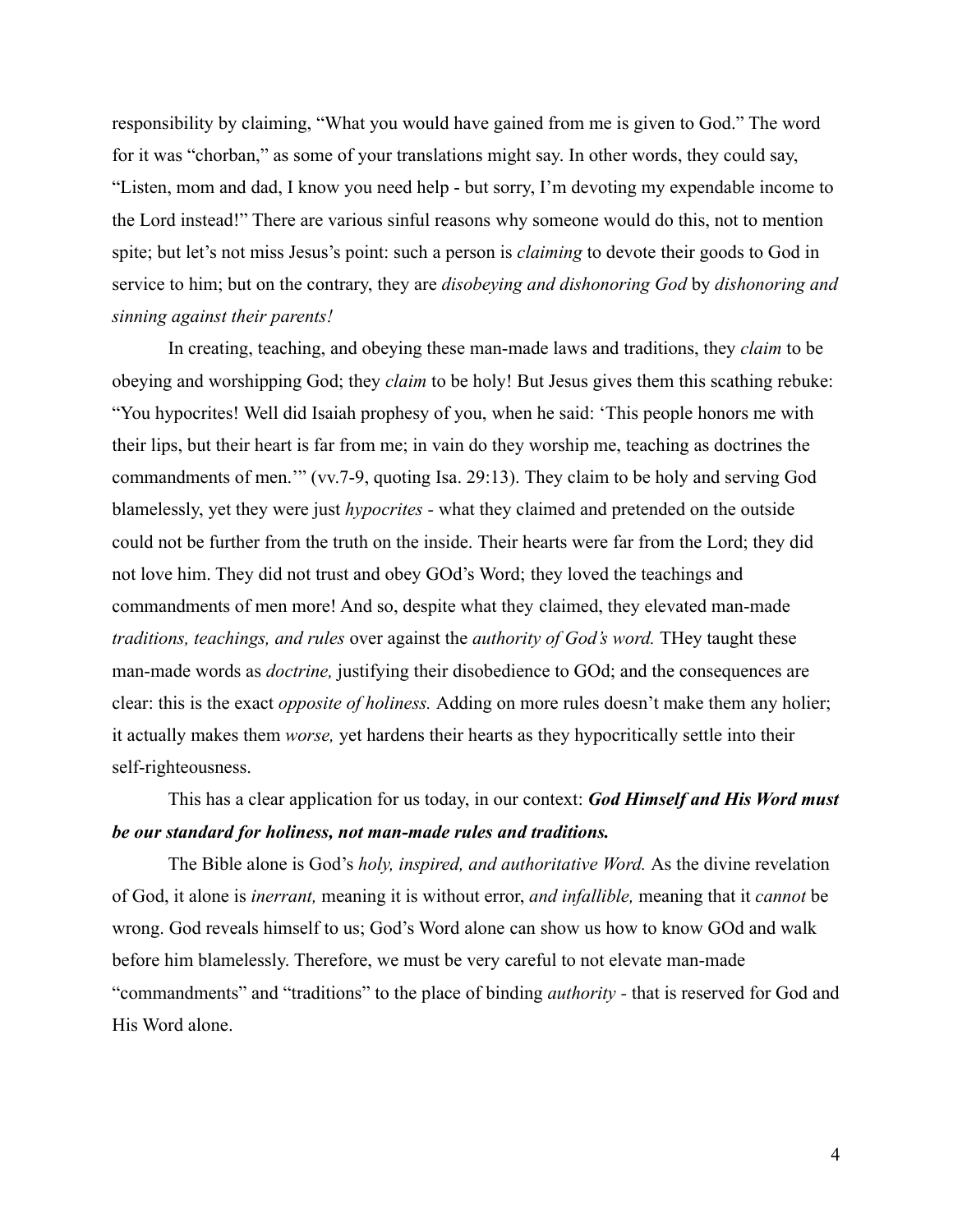responsibility by claiming, "What you would have gained from me is given to God." The word for it was "chorban," as some of your translations might say. In other words, they could say, "Listen, mom and dad, I know you need help - but sorry, I'm devoting my expendable income to the Lord instead!" There are various sinful reasons why someone would do this, not to mention spite; but let's not miss Jesus's point: such a person is *claiming* to devote their goods to God in service to him; but on the contrary, they are *disobeying and dishonoring God* by *dishonoring and sinning against their parents!*

In creating, teaching, and obeying these man-made laws and traditions, they *claim* to be obeying and worshipping God; they *claim* to be holy! But Jesus gives them this scathing rebuke: "You hypocrites! Well did Isaiah prophesy of you, when he said: 'This people honors me with their lips, but their heart is far from me; in vain do they worship me, teaching as doctrines the commandments of men.'" (vv.7-9, quoting Isa. 29:13). They claim to be holy and serving God blamelessly, yet they were just *hypocrites* - what they claimed and pretended on the outside could not be further from the truth on the inside. Their hearts were far from the Lord; they did not love him. They did not trust and obey GOd's Word; they loved the teachings and commandments of men more! And so, despite what they claimed, they elevated man-made *traditions, teachings, and rules* over against the *authority of God's word.* THey taught these man-made words as *doctrine,* justifying their disobedience to GOd; and the consequences are clear: this is the exact *opposite of holiness.* Adding on more rules doesn't make them any holier; it actually makes them *worse,* yet hardens their hearts as they hypocritically settle into their self-righteousness.

This has a clear application for us today, in our context: ***God Himself and His Word must be our standard for holiness, not man-made rules and traditions.***

The Bible alone is God's *holy, inspired, and authoritative Word.* As the divine revelation of God, it alone is *inerrant,* meaning it is without error, *and infallible,* meaning that it *cannot* be wrong. God reveals himself to us; God's Word alone can show us how to know GOd and walk before him blamelessly. Therefore, we must be very careful to not elevate man-made "commandments" and "traditions" to the place of binding *authority* - that is reserved for God and His Word alone.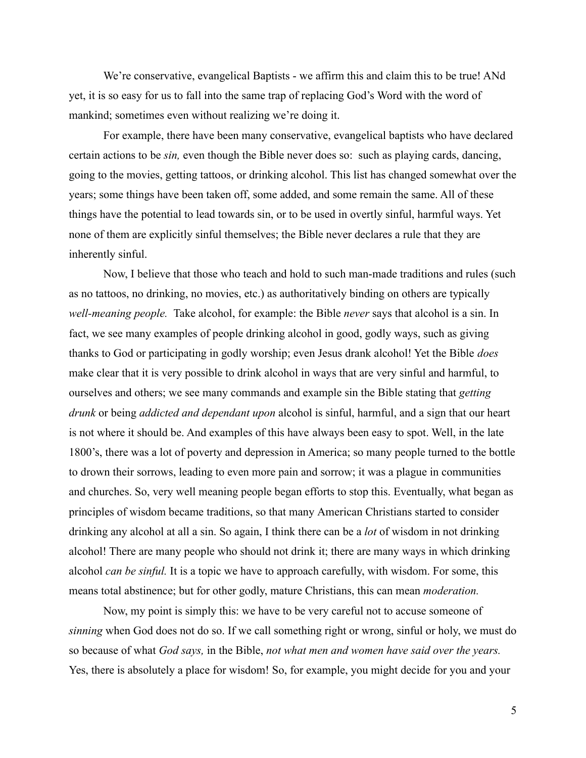We're conservative, evangelical Baptists - we affirm this and claim this to be true! ANd yet, it is so easy for us to fall into the same trap of replacing God's Word with the word of mankind; sometimes even without realizing we're doing it.

For example, there have been many conservative, evangelical baptists who have declared certain actions to be *sin,* even though the Bible never does so: such as playing cards, dancing, going to the movies, getting tattoos, or drinking alcohol. This list has changed somewhat over the years; some things have been taken off, some added, and some remain the same. All of these things have the potential to lead towards sin, or to be used in overtly sinful, harmful ways. Yet none of them are explicitly sinful themselves; the Bible never declares a rule that they are inherently sinful.

Now, I believe that those who teach and hold to such man-made traditions and rules (such as no tattoos, no drinking, no movies, etc.) as authoritatively binding on others are typically *well-meaning people.* Take alcohol, for example: the Bible *never* says that alcohol is a sin. In fact, we see many examples of people drinking alcohol in good, godly ways, such as giving thanks to God or participating in godly worship; even Jesus drank alcohol! Yet the Bible *does* make clear that it is very possible to drink alcohol in ways that are very sinful and harmful, to ourselves and others; we see many commands and example sin the Bible stating that *getting drunk* or being *addicted and dependant upon* alcohol is sinful, harmful, and a sign that our heart is not where it should be. And examples of this have always been easy to spot. Well, in the late 1800's, there was a lot of poverty and depression in America; so many people turned to the bottle to drown their sorrows, leading to even more pain and sorrow; it was a plague in communities and churches. So, very well meaning people began efforts to stop this. Eventually, what began as principles of wisdom became traditions, so that many American Christians started to consider drinking any alcohol at all a sin. So again, I think there can be a *lot* of wisdom in not drinking alcohol! There are many people who should not drink it; there are many ways in which drinking alcohol *can be sinful.* It is a topic we have to approach carefully, with wisdom. For some, this means total abstinence; but for other godly, mature Christians, this can mean *moderation.*

Now, my point is simply this: we have to be very careful not to accuse someone of *sinning* when God does not do so. If we call something right or wrong, sinful or holy, we must do so because of what *God says,* in the Bible, *not what men and women have said over the years.* Yes, there is absolutely a place for wisdom! So, for example, you might decide for you and your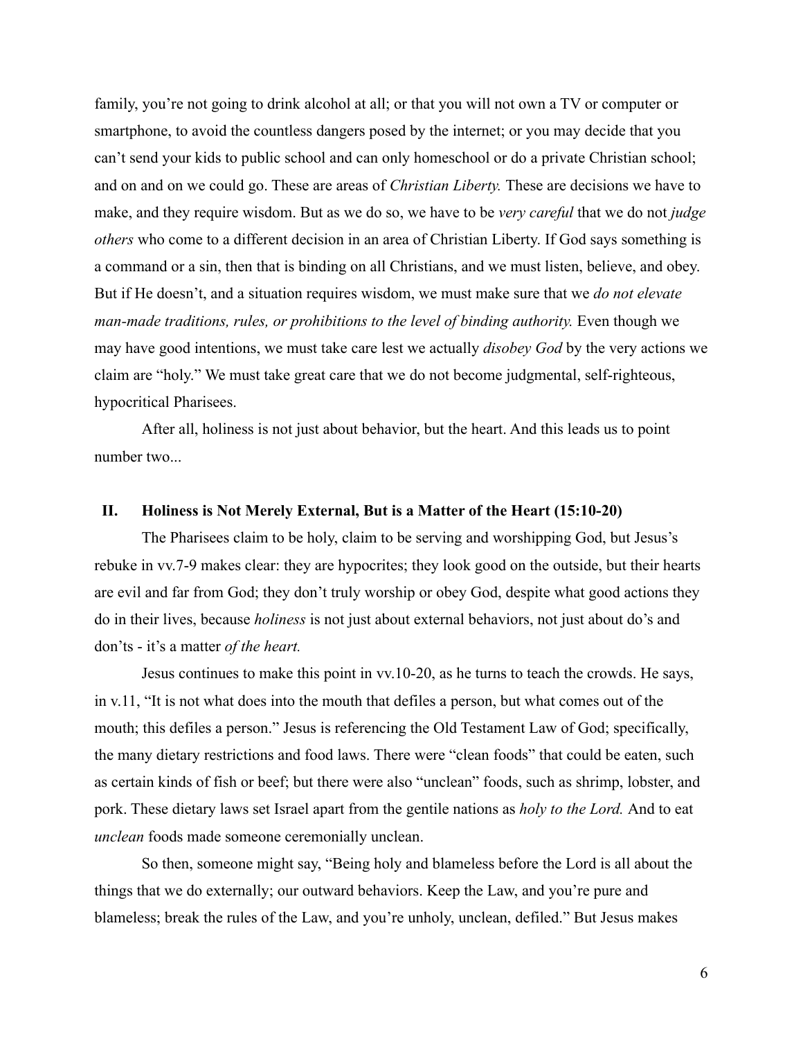family, you're not going to drink alcohol at all; or that you will not own a TV or computer or smartphone, to avoid the countless dangers posed by the internet; or you may decide that you can't send your kids to public school and can only homeschool or do a private Christian school; and on and on we could go. These are areas of *Christian Liberty.* These are decisions we have to make, and they require wisdom. But as we do so, we have to be *very careful* that we do not *judge others* who come to a different decision in an area of Christian Liberty. If God says something is a command or a sin, then that is binding on all Christians, and we must listen, believe, and obey. But if He doesn't, and a situation requires wisdom, we must make sure that we *do not elevate man-made traditions, rules, or prohibitions to the level of binding authority.* Even though we may have good intentions, we must take care lest we actually *disobey God* by the very actions we claim are "holy." We must take great care that we do not become judgmental, self-righteous, hypocritical Pharisees.

After all, holiness is not just about behavior, but the heart. And this leads us to point number two...

## II. Holiness is Not Merely External, But is a Matter of the Heart (15:10-20)

The Pharisees claim to be holy, claim to be serving and worshipping God, but Jesus's rebuke in vv.7-9 makes clear: they are hypocrites; they look good on the outside, but their hearts are evil and far from God; they don't truly worship or obey God, despite what good actions they do in their lives, because *holiness* is not just about external behaviors, not just about do's and don'ts - it's a matter *of the heart.*

Jesus continues to make this point in vv.10-20, as he turns to teach the crowds. He says, in v.11, "It is not what does into the mouth that defiles a person, but what comes out of the mouth; this defiles a person." Jesus is referencing the Old Testament Law of God; specifically, the many dietary restrictions and food laws. There were "clean foods" that could be eaten, such as certain kinds of fish or beef; but there were also "unclean" foods, such as shrimp, lobster, and pork. These dietary laws set Israel apart from the gentile nations as *holy to the Lord.* And to eat *unclean* foods made someone ceremonially unclean.

So then, someone might say, "Being holy and blameless before the Lord is all about the things that we do externally; our outward behaviors. Keep the Law, and you're pure and blameless; break the rules of the Law, and you're unholy, unclean, defiled." But Jesus makes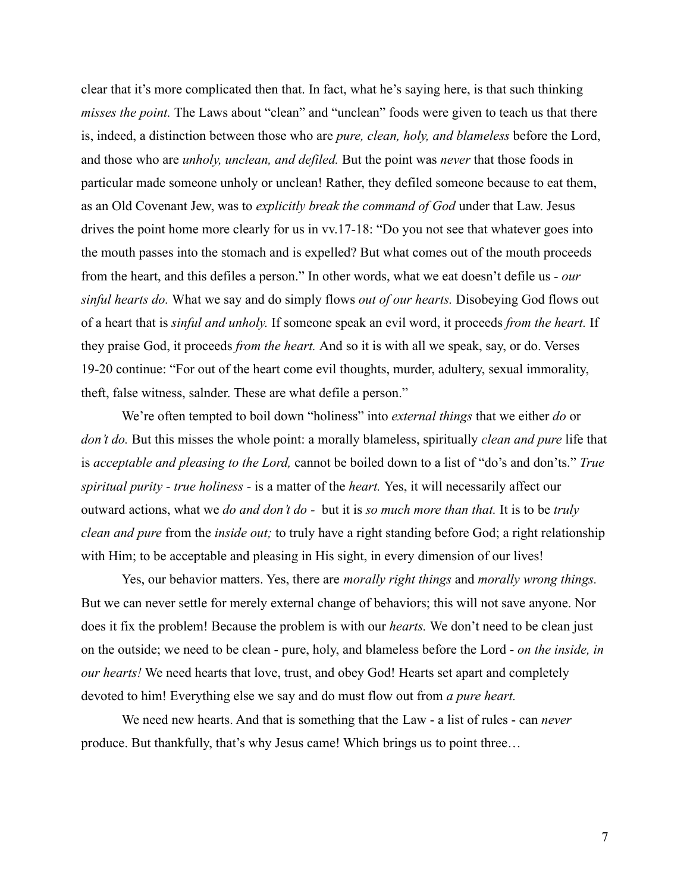clear that it's more complicated then that. In fact, what he's saying here, is that such thinking *misses the point.* The Laws about "clean" and "unclean" foods were given to teach us that there is, indeed, a distinction between those who are *pure, clean, holy, and blameless* before the Lord, and those who are *unholy, unclean, and defiled.* But the point was *never* that those foods in particular made someone unholy or unclean! Rather, they defiled someone because to eat them, as an Old Covenant Jew, was to *explicitly break the command of God* under that Law. Jesus drives the point home more clearly for us in vv.17-18: "Do you not see that whatever goes into the mouth passes into the stomach and is expelled? But what comes out of the mouth proceeds from the heart, and this defiles a person." In other words, what we eat doesn't defile us - *our sinful hearts do.* What we say and do simply flows *out of our hearts.* Disobeying God flows out of a heart that is *sinful and unholy.* If someone speak an evil word, it proceeds *from the heart.* If they praise God, it proceeds *from the heart.* And so it is with all we speak, say, or do. Verses 19-20 continue: "For out of the heart come evil thoughts, murder, adultery, sexual immorality, theft, false witness, salnder. These are what defile a person."

We're often tempted to boil down "holiness" into *external things* that we either *do* or *don't do.* But this misses the whole point: a morally blameless, spiritually *clean and pure* life that is *acceptable and pleasing to the Lord,* cannot be boiled down to a list of "do's and don'ts." *True spiritual purity - true holiness -* is a matter of the *heart.* Yes, it will necessarily affect our outward actions, what we *do and don't do -* but it is *so much more than that.* It is to be *truly clean and pure* from the *inside out;* to truly have a right standing before God; a right relationship with Him; to be acceptable and pleasing in His sight, in every dimension of our lives!

Yes, our behavior matters. Yes, there are *morally right things* and *morally wrong things.* But we can never settle for merely external change of behaviors; this will not save anyone. Nor does it fix the problem! Because the problem is with our *hearts.* We don't need to be clean just on the outside; we need to be clean - pure, holy, and blameless before the Lord - *on the inside, in our hearts!* We need hearts that love, trust, and obey God! Hearts set apart and completely devoted to him! Everything else we say and do must flow out from *a pure heart.*

We need new hearts. And that is something that the Law - a list of rules - can *never* produce. But thankfully, that's why Jesus came! Which brings us to point three…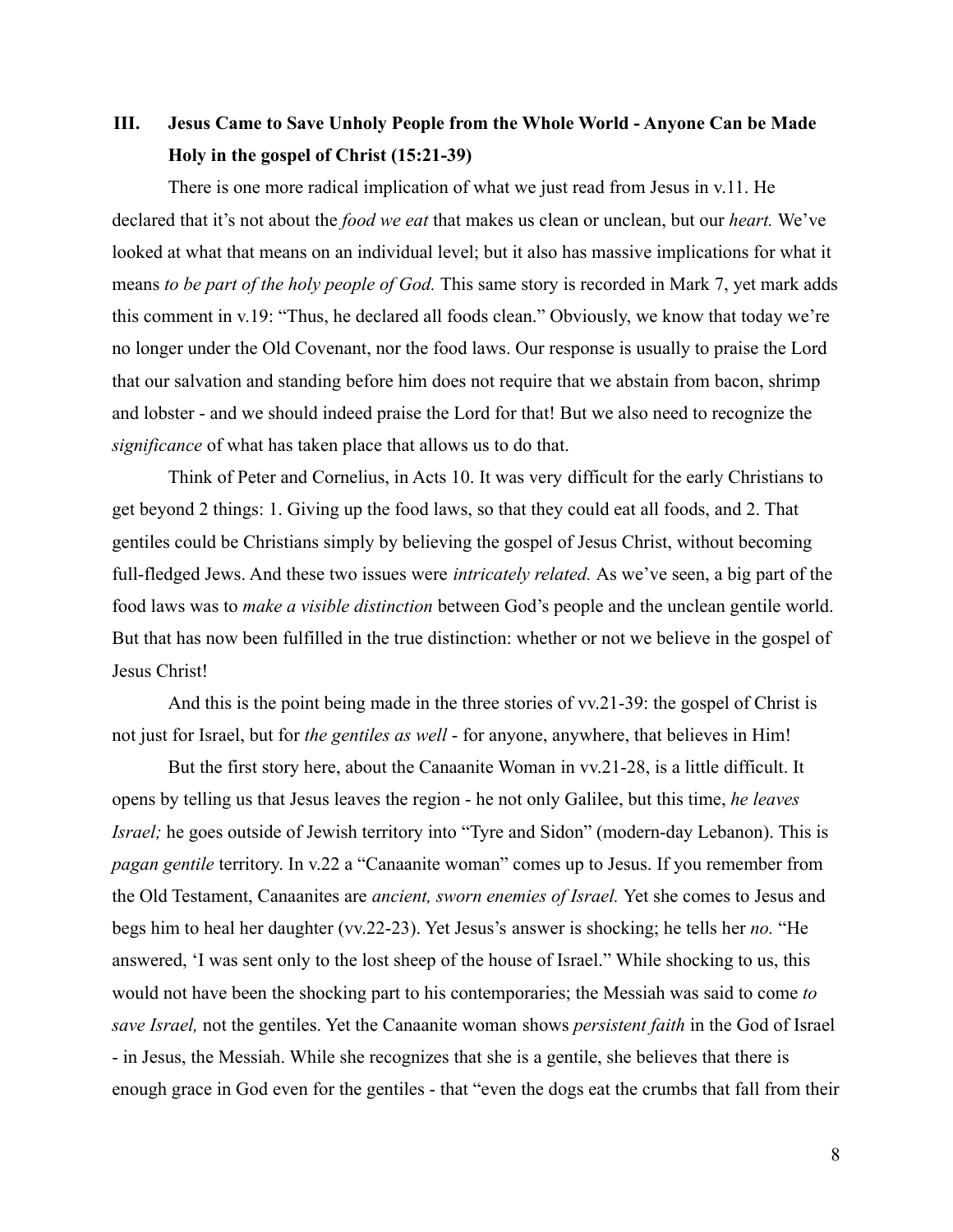## III. Jesus Came to Save Unholy People from the Whole World - Anyone Can be Made Holy in the gospel of Christ (15:21-39)

There is one more radical implication of what we just read from Jesus in v.11. He declared that it's not about the *food we eat* that makes us clean or unclean, but our *heart.* We've looked at what that means on an individual level; but it also has massive implications for what it means *to be part of the holy people of God.* This same story is recorded in Mark 7, yet mark adds this comment in v.19: "Thus, he declared all foods clean." Obviously, we know that today we're no longer under the Old Covenant, nor the food laws. Our response is usually to praise the Lord that our salvation and standing before him does not require that we abstain from bacon, shrimp and lobster - and we should indeed praise the Lord for that! But we also need to recognize the *significance* of what has taken place that allows us to do that.

Think of Peter and Cornelius, in Acts 10. It was very difficult for the early Christians to get beyond 2 things: 1. Giving up the food laws, so that they could eat all foods, and 2. That gentiles could be Christians simply by believing the gospel of Jesus Christ, without becoming full-fledged Jews. And these two issues were *intricately related.* As we've seen, a big part of the food laws was to *make a visible distinction* between God's people and the unclean gentile world. But that has now been fulfilled in the true distinction: whether or not we believe in the gospel of Jesus Christ!

And this is the point being made in the three stories of vv.21-39: the gospel of Christ is not just for Israel, but for *the gentiles as well* - for anyone, anywhere, that believes in Him!

But the first story here, about the Canaanite Woman in vv.21-28, is a little difficult. It opens by telling us that Jesus leaves the region - he not only Galilee, but this time, *he leaves Israel;* he goes outside of Jewish territory into "Tyre and Sidon" (modern-day Lebanon). This is *pagan gentile* territory. In v.22 a "Canaanite woman" comes up to Jesus. If you remember from the Old Testament, Canaanites are *ancient, sworn enemies of Israel.* Yet she comes to Jesus and begs him to heal her daughter (vv.22-23). Yet Jesus's answer is shocking; he tells her *no.* "He answered, 'I was sent only to the lost sheep of the house of Israel." While shocking to us, this would not have been the shocking part to his contemporaries; the Messiah was said to come *to save Israel,* not the gentiles. Yet the Canaanite woman shows *persistent faith* in the God of Israel - in Jesus, the Messiah. While she recognizes that she is a gentile, she believes that there is enough grace in God even for the gentiles - that "even the dogs eat the crumbs that fall from their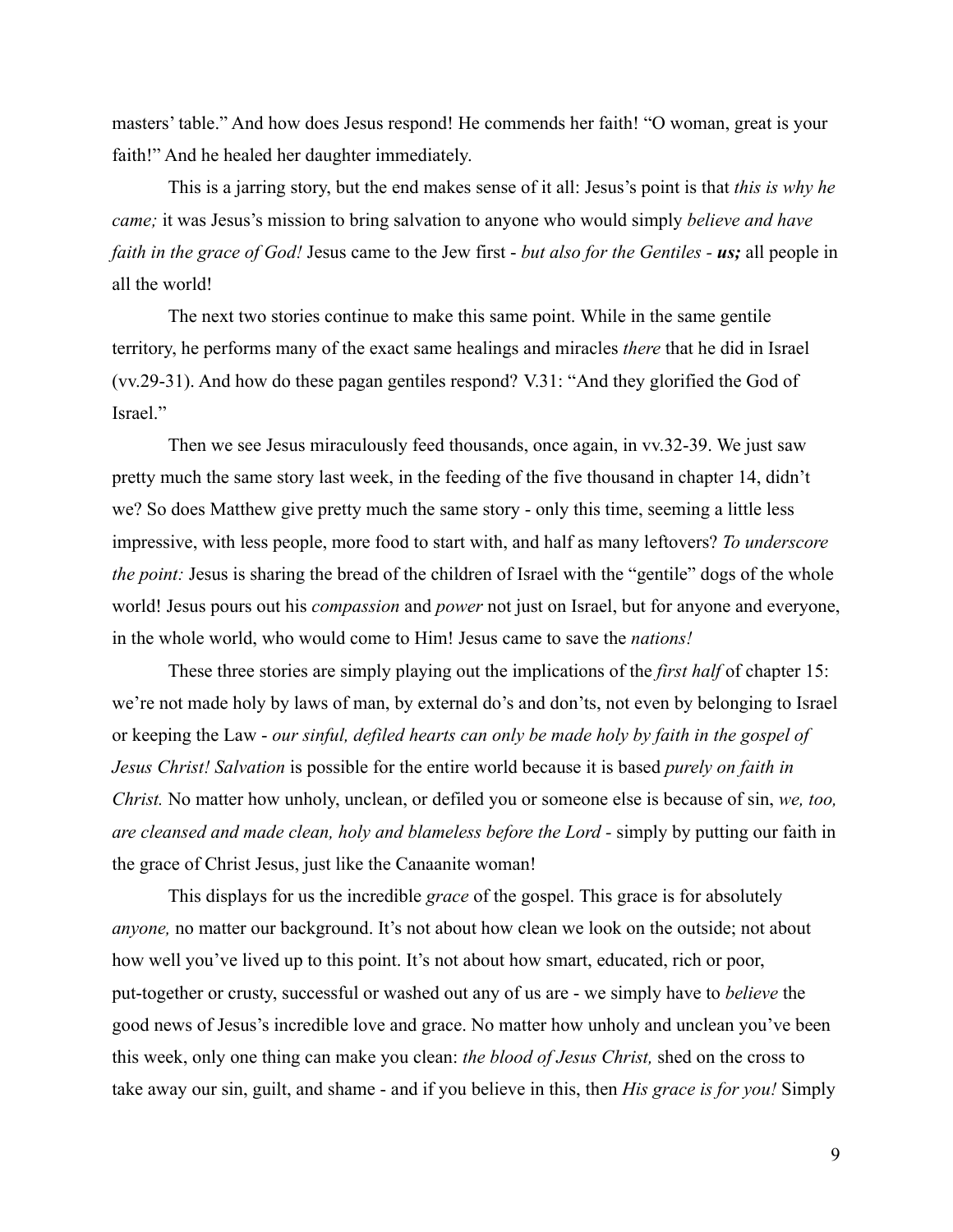masters' table." And how does Jesus respond! He commends her faith! "O woman, great is your faith!" And he healed her daughter immediately.

This is a jarring story, but the end makes sense of it all: Jesus's point is that *this is why he came;* it was Jesus's mission to bring salvation to anyone who would simply *believe and have faith in the grace of God!* Jesus came to the Jew first - *but also for the Gentiles - **us;*** all people in all the world!

The next two stories continue to make this same point. While in the same gentile territory, he performs many of the exact same healings and miracles *there* that he did in Israel (vv.29-31). And how do these pagan gentiles respond? V.31: "And they glorified the God of Israel."

Then we see Jesus miraculously feed thousands, once again, in vv.32-39. We just saw pretty much the same story last week, in the feeding of the five thousand in chapter 14, didn't we? So does Matthew give pretty much the same story - only this time, seeming a little less impressive, with less people, more food to start with, and half as many leftovers? *To underscore the point:* Jesus is sharing the bread of the children of Israel with the "gentile" dogs of the whole world! Jesus pours out his *compassion* and *power* not just on Israel, but for anyone and everyone, in the whole world, who would come to Him! Jesus came to save the *nations!*

These three stories are simply playing out the implications of the *first half* of chapter 15: we're not made holy by laws of man, by external do's and don'ts, not even by belonging to Israel or keeping the Law - *our sinful, defiled hearts can only be made holy by faith in the gospel of Jesus Christ! Salvation* is possible for the entire world because it is based *purely on faith in Christ.* No matter how unholy, unclean, or defiled you or someone else is because of sin, *we, too, are cleansed and made clean, holy and blameless before the Lord* - simply by putting our faith in the grace of Christ Jesus, just like the Canaanite woman!

This displays for us the incredible *grace* of the gospel. This grace is for absolutely *anyone,* no matter our background. It's not about how clean we look on the outside; not about how well you've lived up to this point. It's not about how smart, educated, rich or poor, put-together or crusty, successful or washed out any of us are - we simply have to *believe* the good news of Jesus's incredible love and grace. No matter how unholy and unclean you've been this week, only one thing can make you clean: *the blood of Jesus Christ,* shed on the cross to take away our sin, guilt, and shame - and if you believe in this, then *His grace is for you!* Simply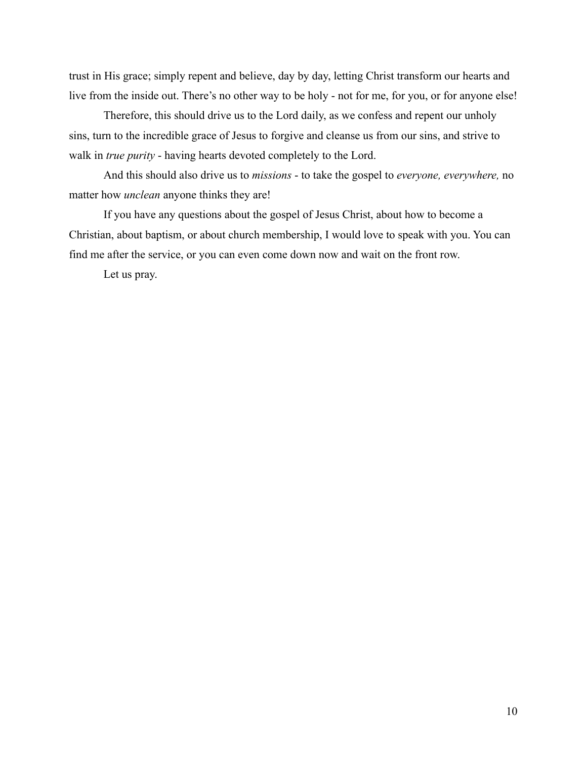trust in His grace; simply repent and believe, day by day, letting Christ transform our hearts and live from the inside out. There's no other way to be holy - not for me, for you, or for anyone else!

Therefore, this should drive us to the Lord daily, as we confess and repent our unholy sins, turn to the incredible grace of Jesus to forgive and cleanse us from our sins, and strive to walk in *true purity* - having hearts devoted completely to the Lord.

And this should also drive us to *missions* - to take the gospel to *everyone, everywhere,* no matter how *unclean* anyone thinks they are!

If you have any questions about the gospel of Jesus Christ, about how to become a Christian, about baptism, or about church membership, I would love to speak with you. You can find me after the service, or you can even come down now and wait on the front row.

Let us pray.